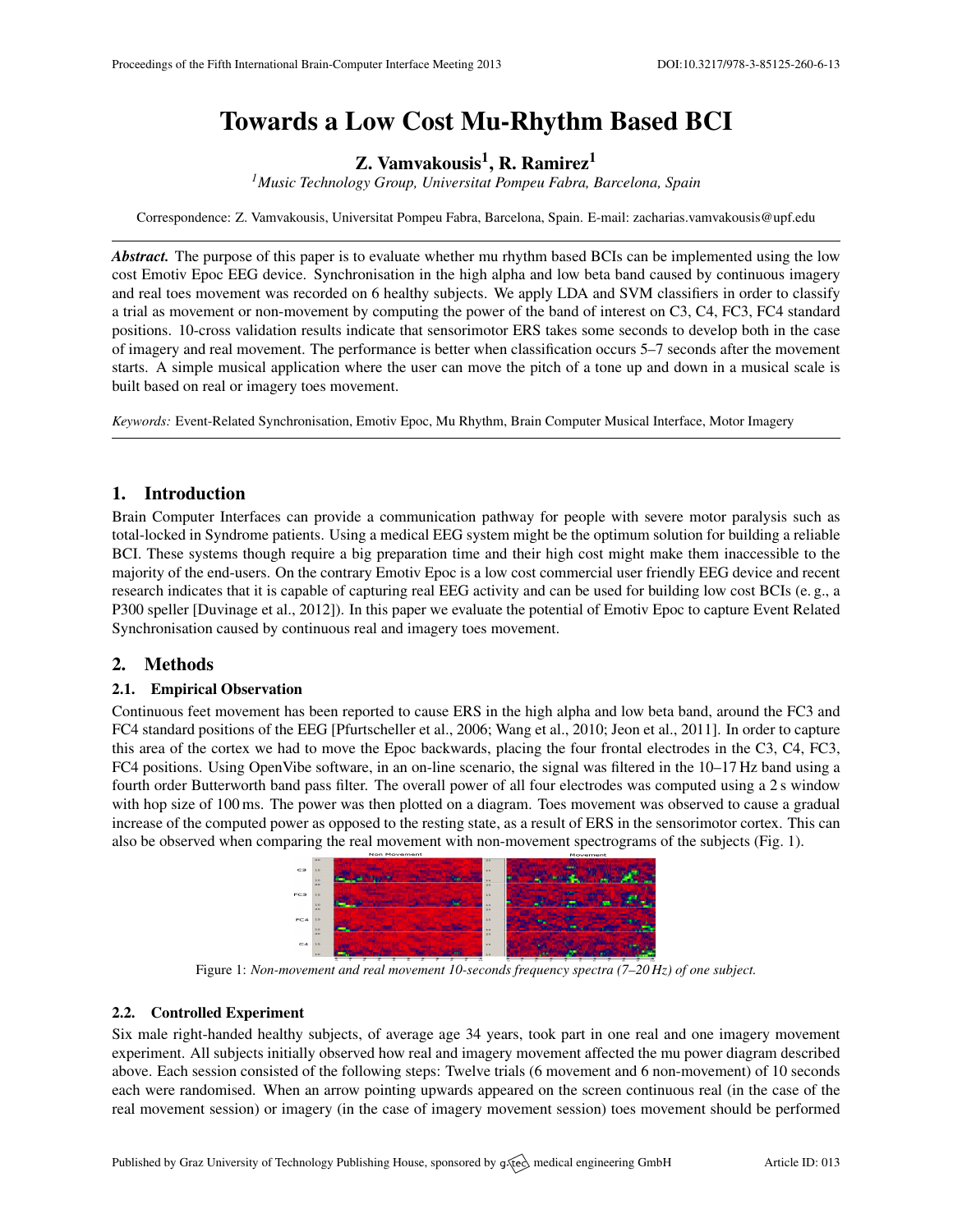# Towards a Low Cost Mu-Rhythm Based BCI

**Z. Vamvakousis[1], R. Ramirez[1]**

[1] *Music Technology Group, Universitat Pompeu Fabra, Barcelona, Spain*

Correspondence: Z. Vamvakousis, Universitat Pompeu Fabra, Barcelona, Spain. E-mail: zacharias.vamvakousis@upf.edu

***Abstract.*** The purpose of this paper is to evaluate whether mu rhythm based BCIs can be implemented using the low cost Emotiv Epoc EEG device. Synchronisation in the high alpha and low beta band caused by continuous imagery and real toes movement was recorded on 6 healthy subjects. We apply LDA and SVM classifiers in order to classify a trial as movement or non-movement by computing the power of the band of interest on C3, C4, FC3, FC4 standard positions. 10-cross validation results indicate that sensorimotor ERS takes some seconds to develop both in the case of imagery and real movement. The performance is better when classification occurs 5–7 seconds after the movement starts. A simple musical application where the user can move the pitch of a tone up and down in a musical scale is built based on real or imagery toes movement.

*Keywords:* Event-Related Synchronisation, Emotiv Epoc, Mu Rhythm, Brain Computer Musical Interface, Motor Imagery

## 1. Introduction

Brain Computer Interfaces can provide a communication pathway for people with severe motor paralysis such as total-locked in Syndrome patients. Using a medical EEG system might be the optimum solution for building a reliable BCI. These systems though require a big preparation time and their high cost might make them inaccessible to the majority of the end-users. On the contrary Emotiv Epoc is a low cost commercial user friendly EEG device and recent research indicates that it is capable of capturing real EEG activity and can be used for building low cost BCIs (e. g., a P300 speller [Duvinage et al., 2012]). In this paper we evaluate the potential of Emotiv Epoc to capture Event Related Synchronisation caused by continuous real and imagery toes movement.

## 2. Methods

### 2.1. Empirical Observation

Continuous feet movement has been reported to cause ERS in the high alpha and low beta band, around the FC3 and FC4 standard positions of the EEG [Pfurtscheller et al., 2006; Wang et al., 2010; Jeon et al., 2011]. In order to capture this area of the cortex we had to move the Epoc backwards, placing the four frontal electrodes in the C3, C4, FC3, FC4 positions. Using OpenVibe software, in an on-line scenario, the signal was filtered in the 10–17 Hz band using a fourth order Butterworth band pass filter. The overall power of all four electrodes was computed using a 2 s window with hop size of 100 ms. The power was then plotted on a diagram. Toes movement was observed to cause a gradual increase of the computed power as opposed to the resting state, as a result of ERS in the sensorimotor cortex. This can also be observed when comparing the real movement with non-movement spectrograms of the subjects (Fig. 1).

Figure 1: *Non-movement and real movement 10-seconds frequency spectra (7–20 Hz) of one subject.*

### 2.2. Controlled Experiment

Six male right-handed healthy subjects, of average age 34 years, took part in one real and one imagery movement experiment. All subjects initially observed how real and imagery movement affected the mu power diagram described above. Each session consisted of the following steps: Twelve trials (6 movement and 6 non-movement) of 10 seconds each were randomised. When an arrow pointing upwards appeared on the screen continuous real (in the case of the real movement session) or imagery (in the case of imagery movement session) toes movement should be performed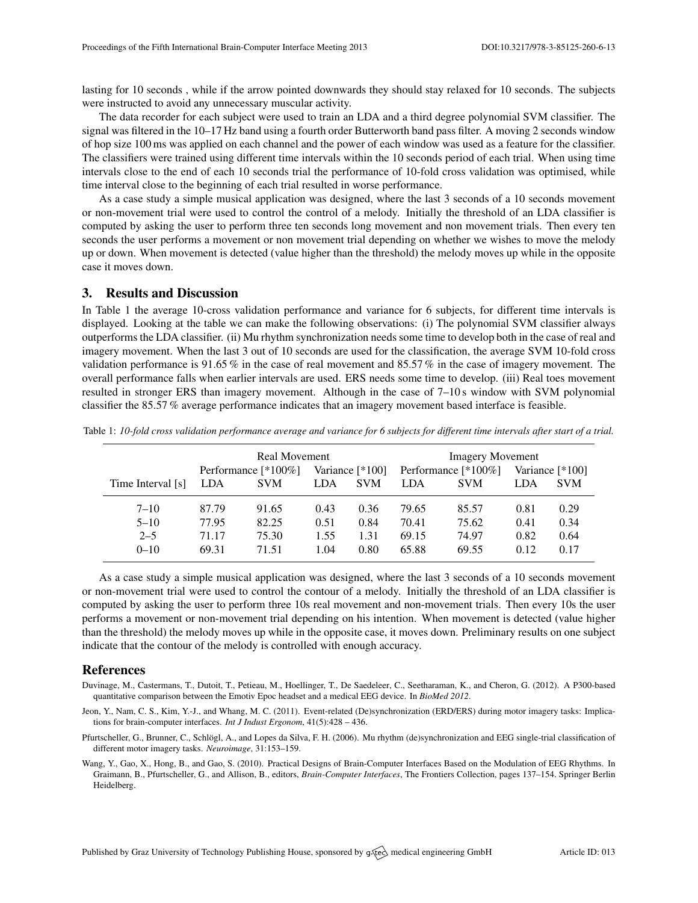lasting for 10 seconds , while if the arrow pointed downwards they should stay relaxed for 10 seconds. The subjects were instructed to avoid any unnecessary muscular activity.

The data recorder for each subject were used to train an LDA and a third degree polynomial SVM classifier. The signal was filtered in the 10–17 Hz band using a fourth order Butterworth band pass filter. A moving 2 seconds window of hop size 100 ms was applied on each channel and the power of each window was used as a feature for the classifier. The classifiers were trained using different time intervals within the 10 seconds period of each trial. When using time intervals close to the end of each 10 seconds trial the performance of 10-fold cross validation was optimised, while time interval close to the beginning of each trial resulted in worse performance.

As a case study a simple musical application was designed, where the last 3 seconds of a 10 seconds movement or non-movement trial were used to control the control of a melody. Initially the threshold of an LDA classifier is computed by asking the user to perform three ten seconds long movement and non movement trials. Then every ten seconds the user performs a movement or non movement trial depending on whether we wishes to move the melody up or down. When movement is detected (value higher than the threshold) the melody moves up while in the opposite case it moves down.

## 3. Results and Discussion

In Table 1 the average 10-cross validation performance and variance for 6 subjects, for different time intervals is displayed. Looking at the table we can make the following observations: (i) The polynomial SVM classifier always outperforms the LDA classifier. (ii) Mu rhythm synchronization needs some time to develop both in the case of real and imagery movement. When the last 3 out of 10 seconds are used for the classification, the average SVM 10-fold cross validation performance is 91.65 % in the case of real movement and 85.57 % in the case of imagery movement. The overall performance falls when earlier intervals are used. ERS needs some time to develop. (iii) Real toes movement resulted in stronger ERS than imagery movement. Although in the case of 7–10 s window with SVM polynomial classifier the 85.57 % average performance indicates that an imagery movement based interface is feasible.

Table 1: *10-fold cross validation performance average and variance for 6 subjects for different time intervals after start of a trial.*

| | Real Movement | | | | Imagery Movement | | | |
|---|---|---|---|---|---|---|---|---|
| | Performance [*100%] | | Variance [*100] | | Performance [*100%] | | Variance [*100] | |
| Time Interval [s] | LDA | SVM | LDA | SVM | LDA | SVM | LDA | SVM |
| 7–10 | 87.79 | 91.65 | 0.43 | 0.36 | 79.65 | 85.57 | 0.81 | 0.29 |
| 5–10 | 77.95 | 82.25 | 0.51 | 0.84 | 70.41 | 75.62 | 0.41 | 0.34 |
| 2–5 | 71.17 | 75.30 | 1.55 | 1.31 | 69.15 | 74.97 | 0.82 | 0.64 |
| 0–10 | 69.31 | 71.51 | 1.04 | 0.80 | 65.88 | 69.55 | 0.12 | 0.17 |

As a case study a simple musical application was designed, where the last 3 seconds of a 10 seconds movement or non-movement trial were used to control the contour of a melody. Initially the threshold of an LDA classifier is computed by asking the user to perform three 10s real movement and non-movement trials. Then every 10s the user performs a movement or non-movement trial depending on his intention. When movement is detected (value higher than the threshold) the melody moves up while in the opposite case, it moves down. Preliminary results on one subject indicate that the contour of the melody is controlled with enough accuracy.

## References

Duvinage, M., Castermans, T., Dutoit, T., Petieau, M., Hoellinger, T., De Saedeleer, C., Seetharaman, K., and Cheron, G. (2012). A P300-based quantitative comparison between the Emotiv Epoc headset and a medical EEG device. In *BioMed 2012*.

Jeon, Y., Nam, C. S., Kim, Y.-J., and Whang, M. C. (2011). Event-related (De)synchronization (ERD/ERS) during motor imagery tasks: Implications for brain-computer interfaces. *Int J Indust Ergonom*, 41(5):428 – 436.

Pfurtscheller, G., Brunner, C., Schlögl, A., and Lopes da Silva, F. H. (2006). Mu rhythm (de)synchronization and EEG single-trial classification of different motor imagery tasks. *Neuroimage*, 31:153–159.

Wang, Y., Gao, X., Hong, B., and Gao, S. (2010). Practical Designs of Brain-Computer Interfaces Based on the Modulation of EEG Rhythms. In Graimann, B., Pfurtscheller, G., and Allison, B., editors, *Brain-Computer Interfaces*, The Frontiers Collection, pages 137–154. Springer Berlin Heidelberg.